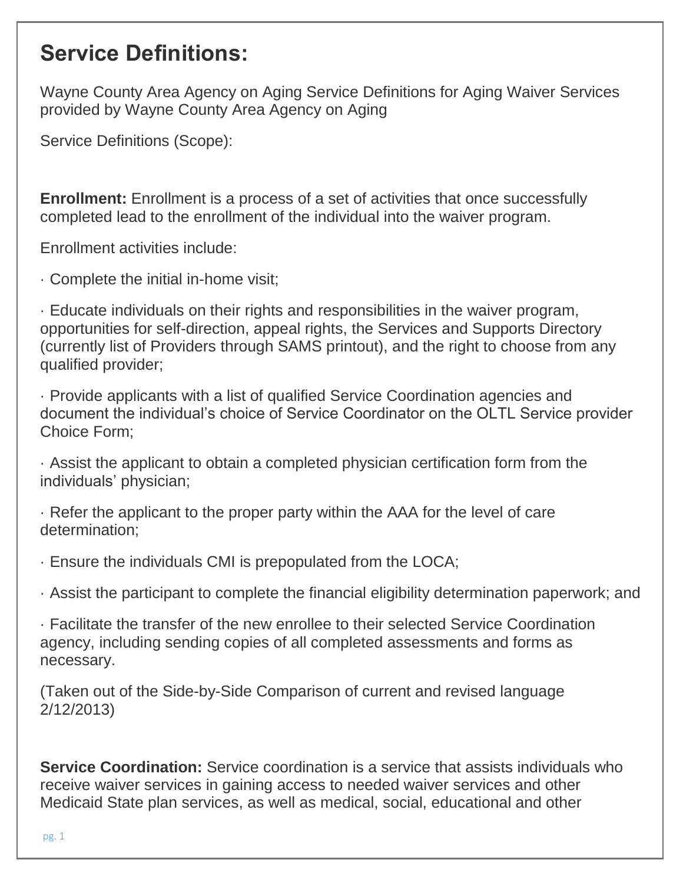# Service Definitions:

Wayne County Area Agency on Aging Service Definitions for Aging Waiver Services provided by Wayne County Area Agency on Aging

Service Definitions (Scope):

**Enrollment:** Enrollment is a process of a set of activities that once successfully completed lead to the enrollment of the individual into the waiver program.

Enrollment activities include:

· Complete the initial in-home visit;

· Educate individuals on their rights and responsibilities in the waiver program, opportunities for self-direction, appeal rights, the Services and Supports Directory (currently list of Providers through SAMS printout), and the right to choose from any qualified provider;

· Provide applicants with a list of qualified Service Coordination agencies and document the individual's choice of Service Coordinator on the OLTL Service provider Choice Form;

· Assist the applicant to obtain a completed physician certification form from the individuals' physician;

· Refer the applicant to the proper party within the AAA for the level of care determination;

· Ensure the individuals CMI is prepopulated from the LOCA;

· Assist the participant to complete the financial eligibility determination paperwork; and

· Facilitate the transfer of the new enrollee to their selected Service Coordination agency, including sending copies of all completed assessments and forms as necessary.

(Taken out of the Side-by-Side Comparison of current and revised language 2/12/2013)

**Service Coordination:** Service coordination is a service that assists individuals who receive waiver services in gaining access to needed waiver services and other Medicaid State plan services, as well as medical, social, educational and other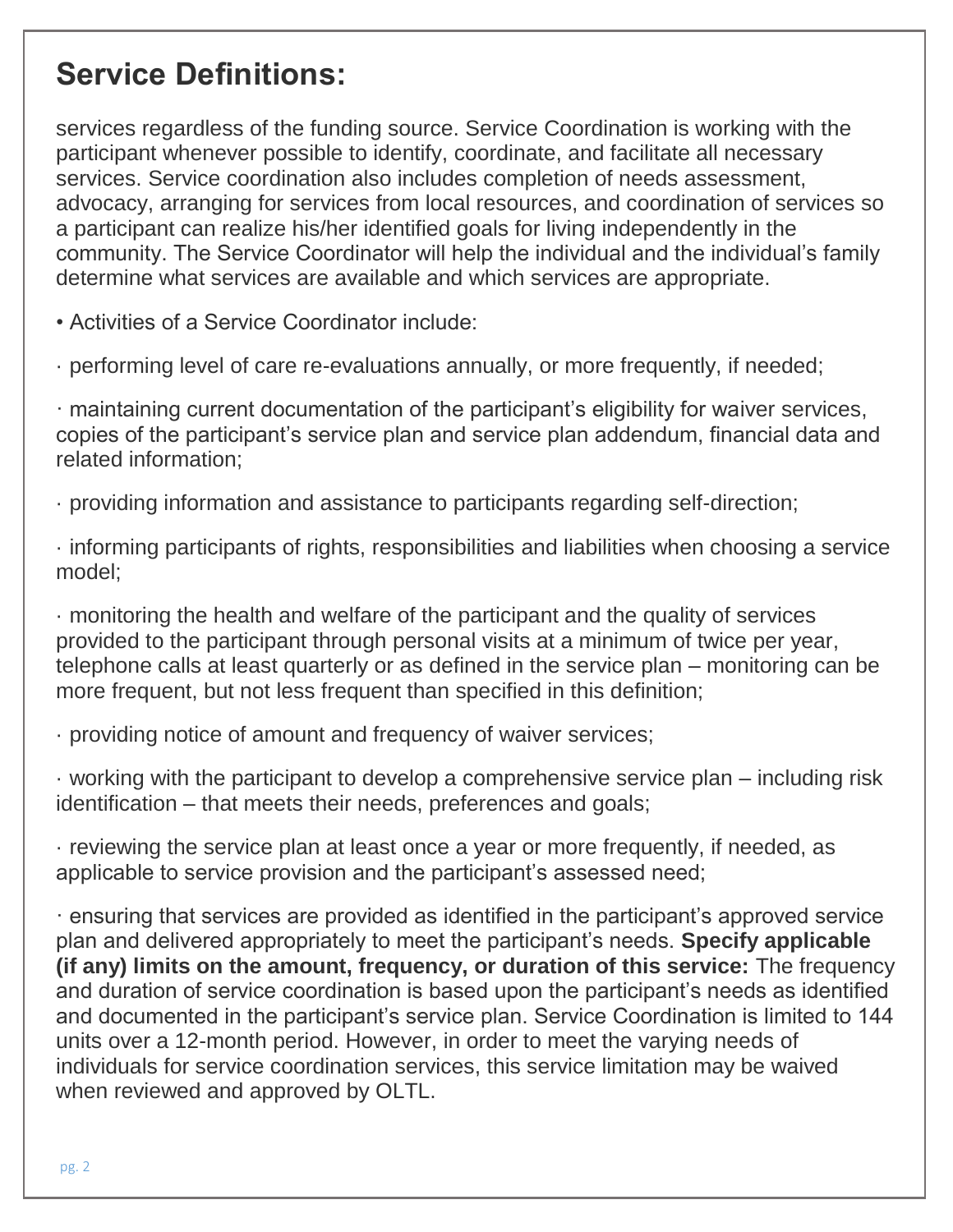## Service Definitions:

services regardless of the funding source. Service Coordination is working with the participant whenever possible to identify, coordinate, and facilitate all necessary services. Service coordination also includes completion of needs assessment, advocacy, arranging for services from local resources, and coordination of services so a participant can realize his/her identified goals for living independently in the community. The Service Coordinator will help the individual and the individual's family determine what services are available and which services are appropriate.

• Activities of a Service Coordinator include:

· performing level of care re-evaluations annually, or more frequently, if needed;

· maintaining current documentation of the participant's eligibility for waiver services, copies of the participant's service plan and service plan addendum, financial data and related information;

· providing information and assistance to participants regarding self-direction;

· informing participants of rights, responsibilities and liabilities when choosing a service model;

· monitoring the health and welfare of the participant and the quality of services provided to the participant through personal visits at a minimum of twice per year, telephone calls at least quarterly or as defined in the service plan – monitoring can be more frequent, but not less frequent than specified in this definition;

· providing notice of amount and frequency of waiver services;

· working with the participant to develop a comprehensive service plan – including risk identification – that meets their needs, preferences and goals;

· reviewing the service plan at least once a year or more frequently, if needed, as applicable to service provision and the participant's assessed need;

· ensuring that services are provided as identified in the participant's approved service plan and delivered appropriately to meet the participant's needs. **Specify applicable (if any) limits on the amount, frequency, or duration of this service:** The frequency and duration of service coordination is based upon the participant's needs as identified and documented in the participant's service plan. Service Coordination is limited to 144 units over a 12-month period. However, in order to meet the varying needs of individuals for service coordination services, this service limitation may be waived when reviewed and approved by OLTL.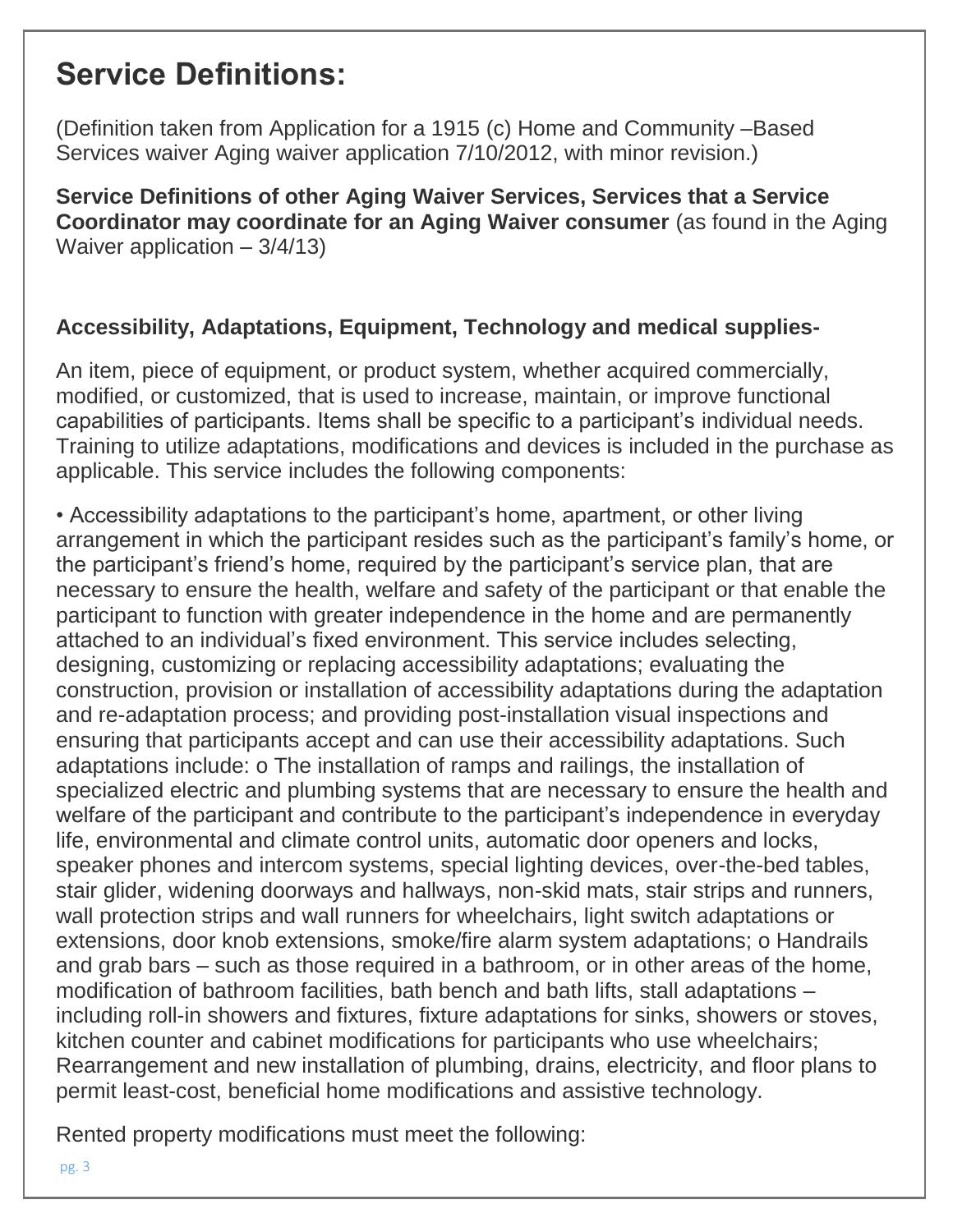# Service Definitions:

(Definition taken from Application for a 1915 (c) Home and Community –Based Services waiver Aging waiver application 7/10/2012, with minor revision.)

**Service Definitions of other Aging Waiver Services, Services that a Service Coordinator may coordinate for an Aging Waiver consumer** (as found in the Aging Waiver application – 3/4/13)

### Accessibility, Adaptations, Equipment, Technology and medical supplies-

An item, piece of equipment, or product system, whether acquired commercially, modified, or customized, that is used to increase, maintain, or improve functional capabilities of participants. Items shall be specific to a participant's individual needs. Training to utilize adaptations, modifications and devices is included in the purchase as applicable. This service includes the following components:

• Accessibility adaptations to the participant's home, apartment, or other living arrangement in which the participant resides such as the participant's family's home, or the participant's friend's home, required by the participant's service plan, that are necessary to ensure the health, welfare and safety of the participant or that enable the participant to function with greater independence in the home and are permanently attached to an individual's fixed environment. This service includes selecting, designing, customizing or replacing accessibility adaptations; evaluating the construction, provision or installation of accessibility adaptations during the adaptation and re-adaptation process; and providing post-installation visual inspections and ensuring that participants accept and can use their accessibility adaptations. Such adaptations include: o The installation of ramps and railings, the installation of specialized electric and plumbing systems that are necessary to ensure the health and welfare of the participant and contribute to the participant's independence in everyday life, environmental and climate control units, automatic door openers and locks, speaker phones and intercom systems, special lighting devices, over-the-bed tables, stair glider, widening doorways and hallways, non-skid mats, stair strips and runners, wall protection strips and wall runners for wheelchairs, light switch adaptations or extensions, door knob extensions, smoke/fire alarm system adaptations; o Handrails and grab bars – such as those required in a bathroom, or in other areas of the home, modification of bathroom facilities, bath bench and bath lifts, stall adaptations – including roll-in showers and fixtures, fixture adaptations for sinks, showers or stoves, kitchen counter and cabinet modifications for participants who use wheelchairs; Rearrangement and new installation of plumbing, drains, electricity, and floor plans to permit least-cost, beneficial home modifications and assistive technology.

Rented property modifications must meet the following: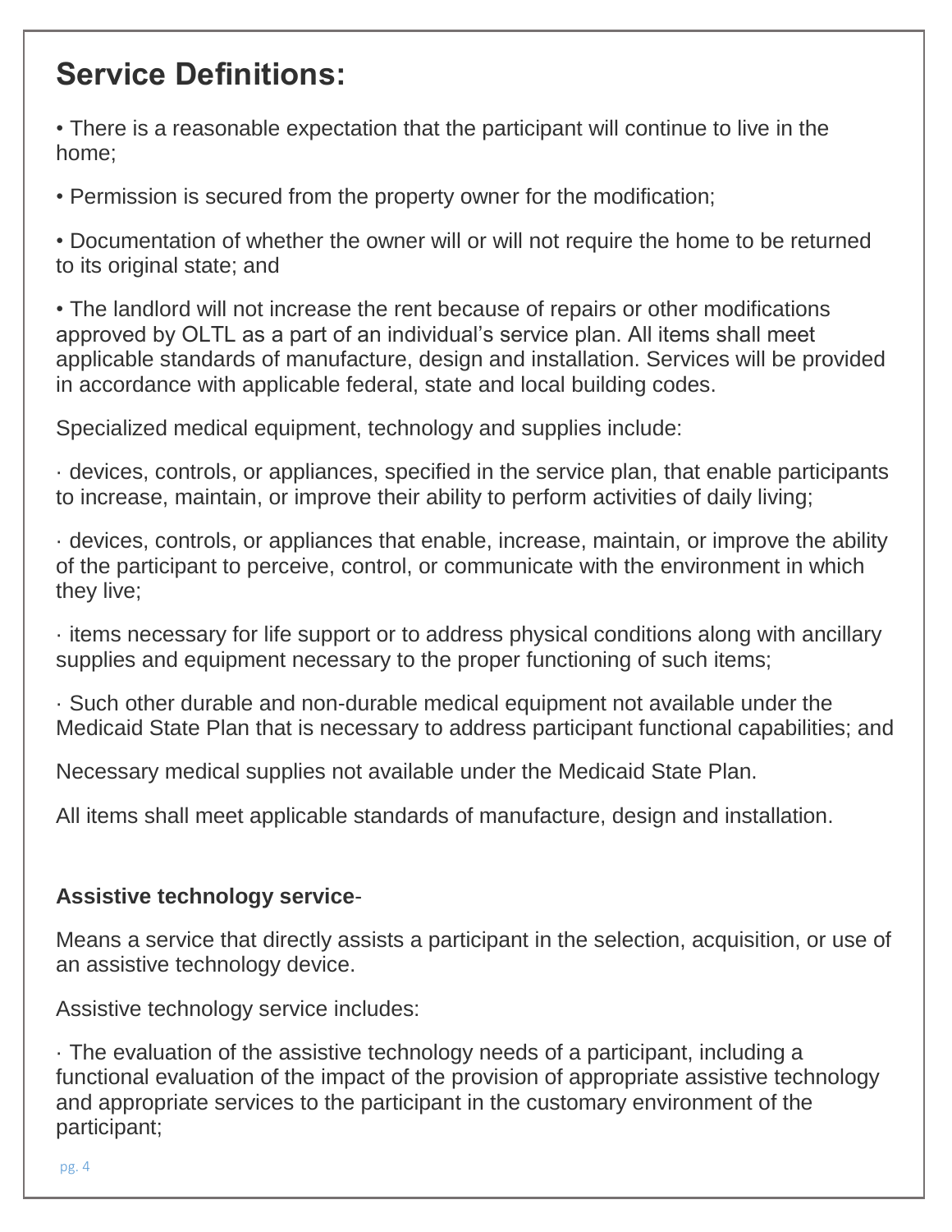## Service Definitions:

• There is a reasonable expectation that the participant will continue to live in the home;

• Permission is secured from the property owner for the modification;

• Documentation of whether the owner will or will not require the home to be returned to its original state; and

• The landlord will not increase the rent because of repairs or other modifications approved by OLTL as a part of an individual's service plan. All items shall meet applicable standards of manufacture, design and installation. Services will be provided in accordance with applicable federal, state and local building codes.

Specialized medical equipment, technology and supplies include:

· devices, controls, or appliances, specified in the service plan, that enable participants to increase, maintain, or improve their ability to perform activities of daily living;

· devices, controls, or appliances that enable, increase, maintain, or improve the ability of the participant to perceive, control, or communicate with the environment in which they live;

· items necessary for life support or to address physical conditions along with ancillary supplies and equipment necessary to the proper functioning of such items;

· Such other durable and non-durable medical equipment not available under the Medicaid State Plan that is necessary to address participant functional capabilities; and

Necessary medical supplies not available under the Medicaid State Plan.

All items shall meet applicable standards of manufacture, design and installation.

**Assistive technology service**-

Means a service that directly assists a participant in the selection, acquisition, or use of an assistive technology device.

Assistive technology service includes:

· The evaluation of the assistive technology needs of a participant, including a functional evaluation of the impact of the provision of appropriate assistive technology and appropriate services to the participant in the customary environment of the participant;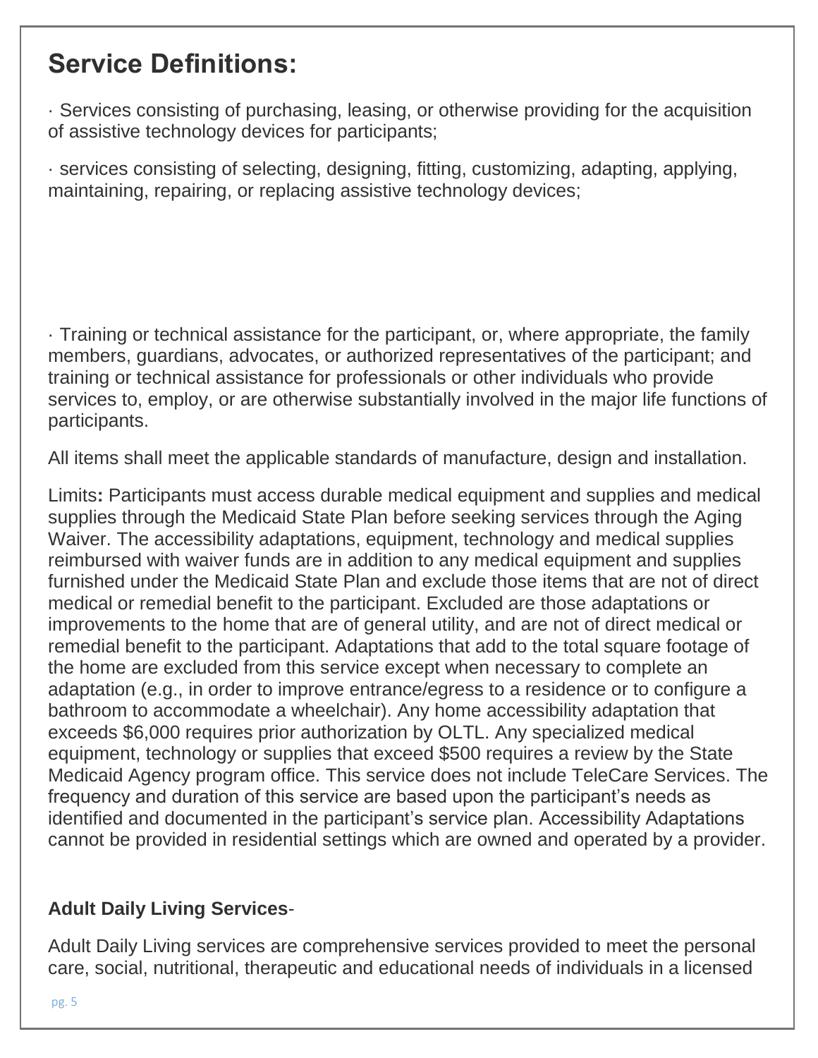## Service Definitions:

· Services consisting of purchasing, leasing, or otherwise providing for the acquisition of assistive technology devices for participants;

· services consisting of selecting, designing, fitting, customizing, adapting, applying, maintaining, repairing, or replacing assistive technology devices;

· Training or technical assistance for the participant, or, where appropriate, the family members, guardians, advocates, or authorized representatives of the participant; and training or technical assistance for professionals or other individuals who provide services to, employ, or are otherwise substantially involved in the major life functions of participants.

All items shall meet the applicable standards of manufacture, design and installation.

Limits**:** Participants must access durable medical equipment and supplies and medical supplies through the Medicaid State Plan before seeking services through the Aging Waiver. The accessibility adaptations, equipment, technology and medical supplies reimbursed with waiver funds are in addition to any medical equipment and supplies furnished under the Medicaid State Plan and exclude those items that are not of direct medical or remedial benefit to the participant. Excluded are those adaptations or improvements to the home that are of general utility, and are not of direct medical or remedial benefit to the participant. Adaptations that add to the total square footage of the home are excluded from this service except when necessary to complete an adaptation (e.g., in order to improve entrance/egress to a residence or to configure a bathroom to accommodate a wheelchair). Any home accessibility adaptation that exceeds $6,000 requires prior authorization by OLTL. Any specialized medical equipment, technology or supplies that exceed $500 requires a review by the State Medicaid Agency program office. This service does not include TeleCare Services. The frequency and duration of this service are based upon the participant's needs as identified and documented in the participant's service plan. Accessibility Adaptations cannot be provided in residential settings which are owned and operated by a provider.

**Adult Daily Living Services**-

Adult Daily Living services are comprehensive services provided to meet the personal care, social, nutritional, therapeutic and educational needs of individuals in a licensed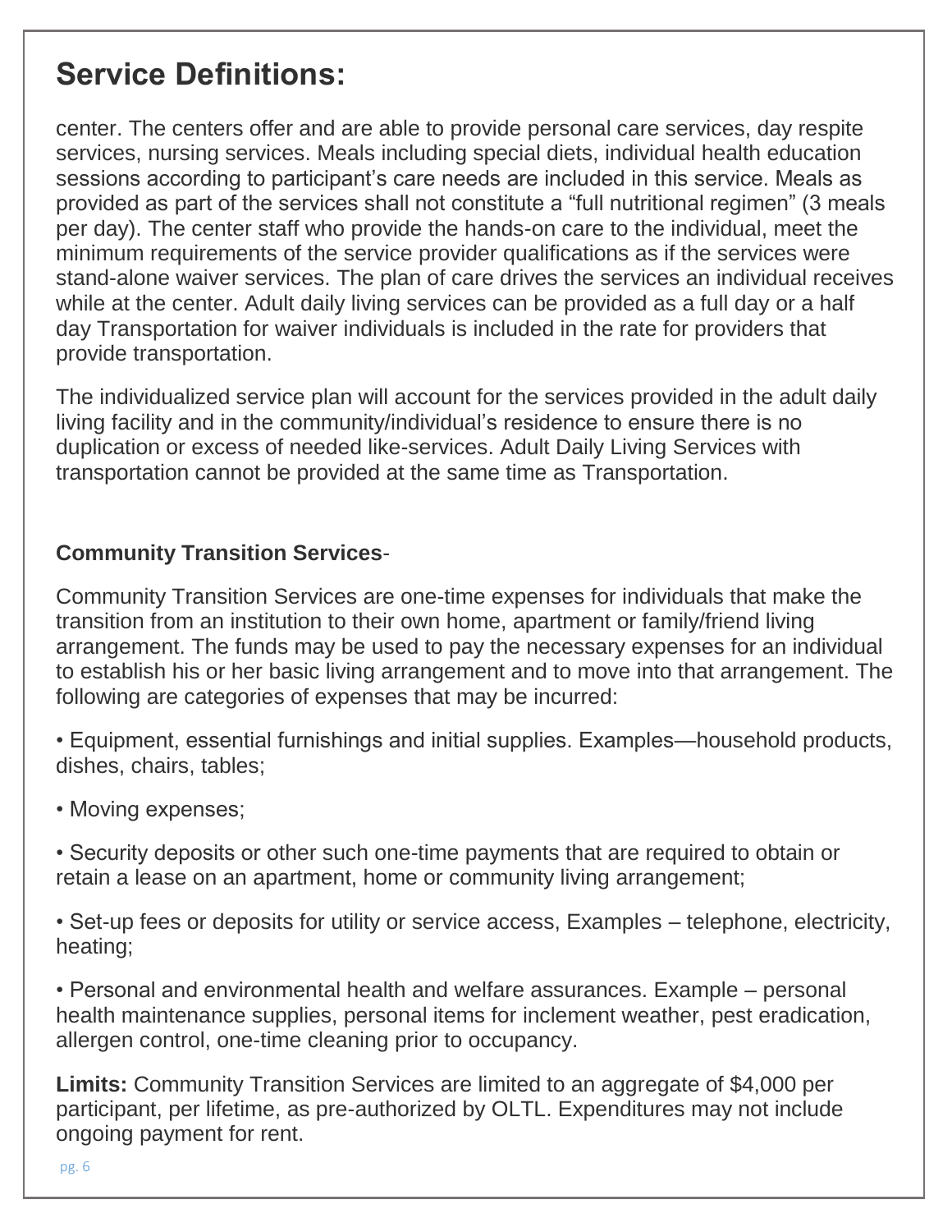## Service Definitions:

center. The centers offer and are able to provide personal care services, day respite services, nursing services. Meals including special diets, individual health education sessions according to participant's care needs are included in this service. Meals as provided as part of the services shall not constitute a "full nutritional regimen" (3 meals per day). The center staff who provide the hands-on care to the individual, meet the minimum requirements of the service provider qualifications as if the services were stand-alone waiver services. The plan of care drives the services an individual receives while at the center. Adult daily living services can be provided as a full day or a half day Transportation for waiver individuals is included in the rate for providers that provide transportation.

The individualized service plan will account for the services provided in the adult daily living facility and in the community/individual's residence to ensure there is no duplication or excess of needed like-services. Adult Daily Living Services with transportation cannot be provided at the same time as Transportation.

**Community Transition Services**-

Community Transition Services are one-time expenses for individuals that make the transition from an institution to their own home, apartment or family/friend living arrangement. The funds may be used to pay the necessary expenses for an individual to establish his or her basic living arrangement and to move into that arrangement. The following are categories of expenses that may be incurred:

- Equipment, essential furnishings and initial supplies. Examples—household products, dishes, chairs, tables;
- Moving expenses;
- Security deposits or other such one-time payments that are required to obtain or retain a lease on an apartment, home or community living arrangement;
- Set-up fees or deposits for utility or service access, Examples – telephone, electricity, heating;
- Personal and environmental health and welfare assurances. Example – personal health maintenance supplies, personal items for inclement weather, pest eradication, allergen control, one-time cleaning prior to occupancy.

**Limits:** Community Transition Services are limited to an aggregate of $4,000 per participant, per lifetime, as pre-authorized by OLTL. Expenditures may not include ongoing payment for rent.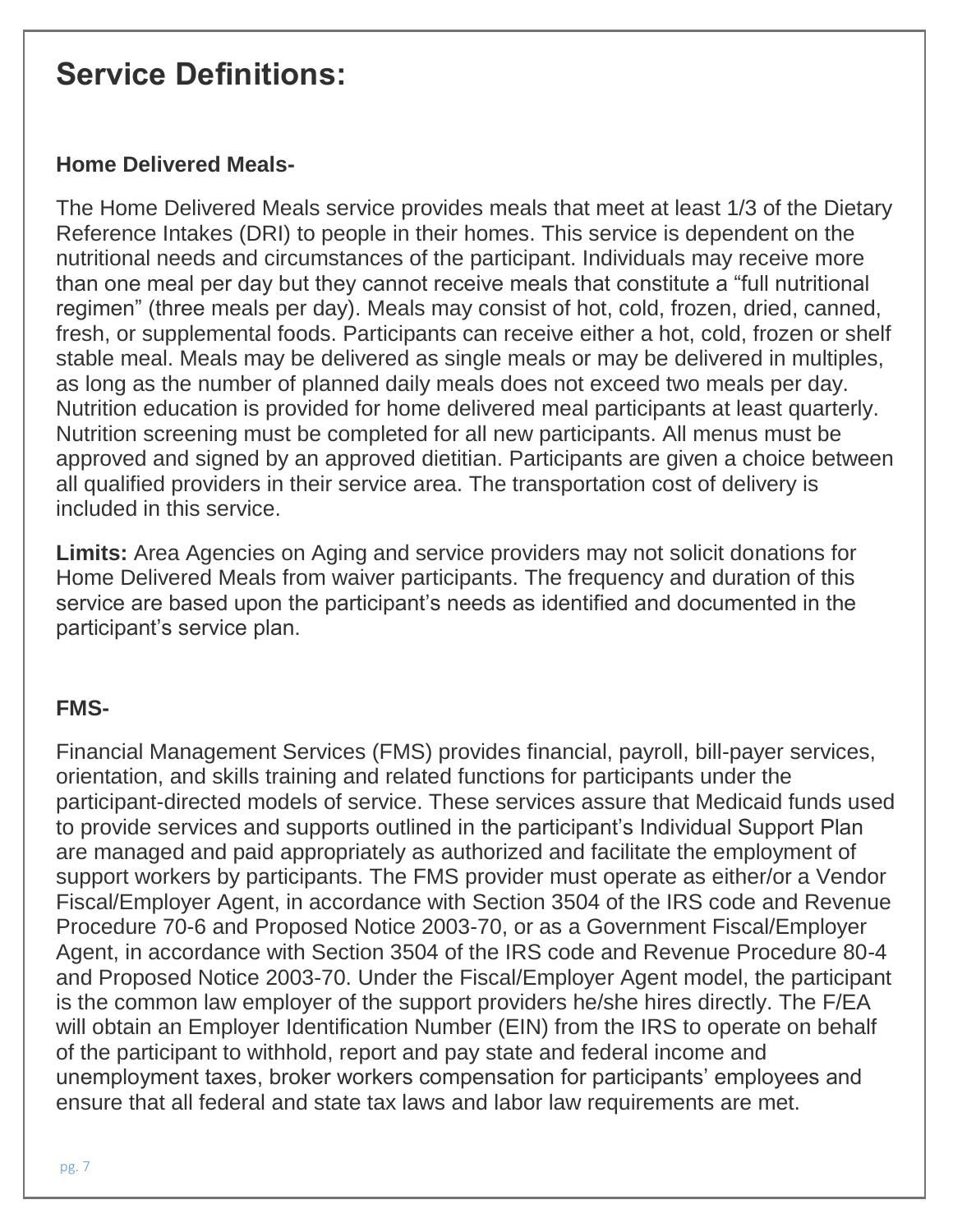# Service Definitions:

### Home Delivered Meals-

The Home Delivered Meals service provides meals that meet at least 1/3 of the Dietary Reference Intakes (DRI) to people in their homes. This service is dependent on the nutritional needs and circumstances of the participant. Individuals may receive more than one meal per day but they cannot receive meals that constitute a "full nutritional regimen" (three meals per day). Meals may consist of hot, cold, frozen, dried, canned, fresh, or supplemental foods. Participants can receive either a hot, cold, frozen or shelf stable meal. Meals may be delivered as single meals or may be delivered in multiples, as long as the number of planned daily meals does not exceed two meals per day. Nutrition education is provided for home delivered meal participants at least quarterly. Nutrition screening must be completed for all new participants. All menus must be approved and signed by an approved dietitian. Participants are given a choice between all qualified providers in their service area. The transportation cost of delivery is included in this service.

**Limits:** Area Agencies on Aging and service providers may not solicit donations for Home Delivered Meals from waiver participants. The frequency and duration of this service are based upon the participant's needs as identified and documented in the participant's service plan.

### FMS-

Financial Management Services (FMS) provides financial, payroll, bill-payer services, orientation, and skills training and related functions for participants under the participant-directed models of service. These services assure that Medicaid funds used to provide services and supports outlined in the participant's Individual Support Plan are managed and paid appropriately as authorized and facilitate the employment of support workers by participants. The FMS provider must operate as either/or a Vendor Fiscal/Employer Agent, in accordance with Section 3504 of the IRS code and Revenue Procedure 70-6 and Proposed Notice 2003-70, or as a Government Fiscal/Employer Agent, in accordance with Section 3504 of the IRS code and Revenue Procedure 80-4 and Proposed Notice 2003-70. Under the Fiscal/Employer Agent model, the participant is the common law employer of the support providers he/she hires directly. The F/EA will obtain an Employer Identification Number (EIN) from the IRS to operate on behalf of the participant to withhold, report and pay state and federal income and unemployment taxes, broker workers compensation for participants' employees and ensure that all federal and state tax laws and labor law requirements are met.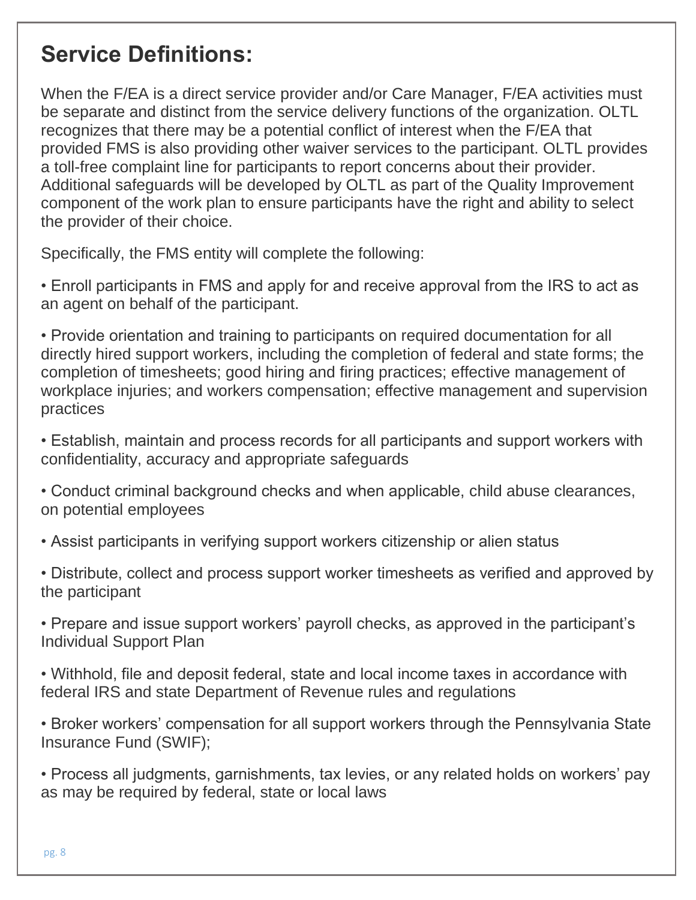## Service Definitions:

When the F/EA is a direct service provider and/or Care Manager, F/EA activities must be separate and distinct from the service delivery functions of the organization. OLTL recognizes that there may be a potential conflict of interest when the F/EA that provided FMS is also providing other waiver services to the participant. OLTL provides a toll-free complaint line for participants to report concerns about their provider. Additional safeguards will be developed by OLTL as part of the Quality Improvement component of the work plan to ensure participants have the right and ability to select the provider of their choice.

Specifically, the FMS entity will complete the following:

- Enroll participants in FMS and apply for and receive approval from the IRS to act as an agent on behalf of the participant.
- Provide orientation and training to participants on required documentation for all directly hired support workers, including the completion of federal and state forms; the completion of timesheets; good hiring and firing practices; effective management of workplace injuries; and workers compensation; effective management and supervision practices
- Establish, maintain and process records for all participants and support workers with confidentiality, accuracy and appropriate safeguards
- Conduct criminal background checks and when applicable, child abuse clearances, on potential employees
- Assist participants in verifying support workers citizenship or alien status
- Distribute, collect and process support worker timesheets as verified and approved by the participant
- Prepare and issue support workers' payroll checks, as approved in the participant's Individual Support Plan
- Withhold, file and deposit federal, state and local income taxes in accordance with federal IRS and state Department of Revenue rules and regulations
- Broker workers' compensation for all support workers through the Pennsylvania State Insurance Fund (SWIF);
- Process all judgments, garnishments, tax levies, or any related holds on workers' pay as may be required by federal, state or local laws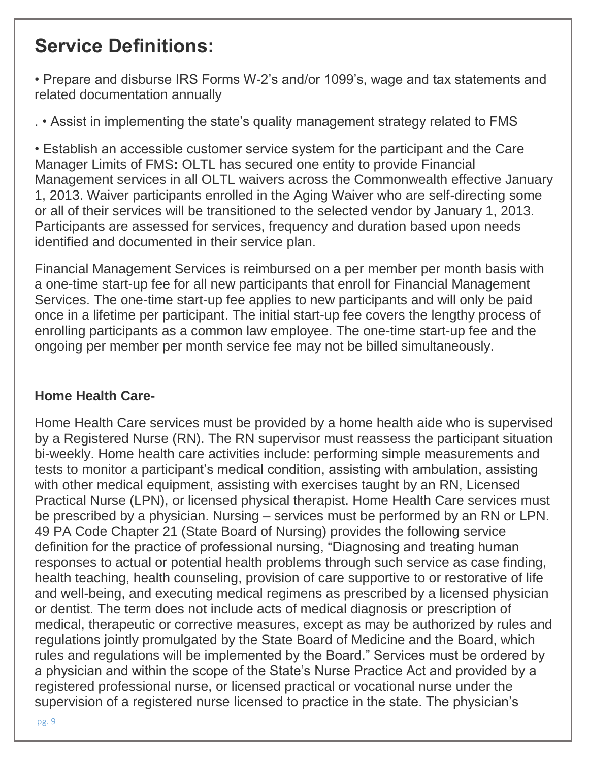# Service Definitions:

- Prepare and disburse IRS Forms W-2's and/or 1099's, wage and tax statements and related documentation annually

. • Assist in implementing the state's quality management strategy related to FMS

- Establish an accessible customer service system for the participant and the Care Manager Limits of FMS**:** OLTL has secured one entity to provide Financial Management services in all OLTL waivers across the Commonwealth effective January 1, 2013. Waiver participants enrolled in the Aging Waiver who are self-directing some or all of their services will be transitioned to the selected vendor by January 1, 2013. Participants are assessed for services, frequency and duration based upon needs identified and documented in their service plan.

Financial Management Services is reimbursed on a per member per month basis with a one-time start-up fee for all new participants that enroll for Financial Management Services. The one-time start-up fee applies to new participants and will only be paid once in a lifetime per participant. The initial start-up fee covers the lengthy process of enrolling participants as a common law employee. The one-time start-up fee and the ongoing per member per month service fee may not be billed simultaneously.

**Home Health Care-**

Home Health Care services must be provided by a home health aide who is supervised by a Registered Nurse (RN). The RN supervisor must reassess the participant situation bi-weekly. Home health care activities include: performing simple measurements and tests to monitor a participant's medical condition, assisting with ambulation, assisting with other medical equipment, assisting with exercises taught by an RN, Licensed Practical Nurse (LPN), or licensed physical therapist. Home Health Care services must be prescribed by a physician. Nursing – services must be performed by an RN or LPN. 49 PA Code Chapter 21 (State Board of Nursing) provides the following service definition for the practice of professional nursing, "Diagnosing and treating human responses to actual or potential health problems through such service as case finding, health teaching, health counseling, provision of care supportive to or restorative of life and well-being, and executing medical regimens as prescribed by a licensed physician or dentist. The term does not include acts of medical diagnosis or prescription of medical, therapeutic or corrective measures, except as may be authorized by rules and regulations jointly promulgated by the State Board of Medicine and the Board, which rules and regulations will be implemented by the Board." Services must be ordered by a physician and within the scope of the State's Nurse Practice Act and provided by a registered professional nurse, or licensed practical or vocational nurse under the supervision of a registered nurse licensed to practice in the state. The physician's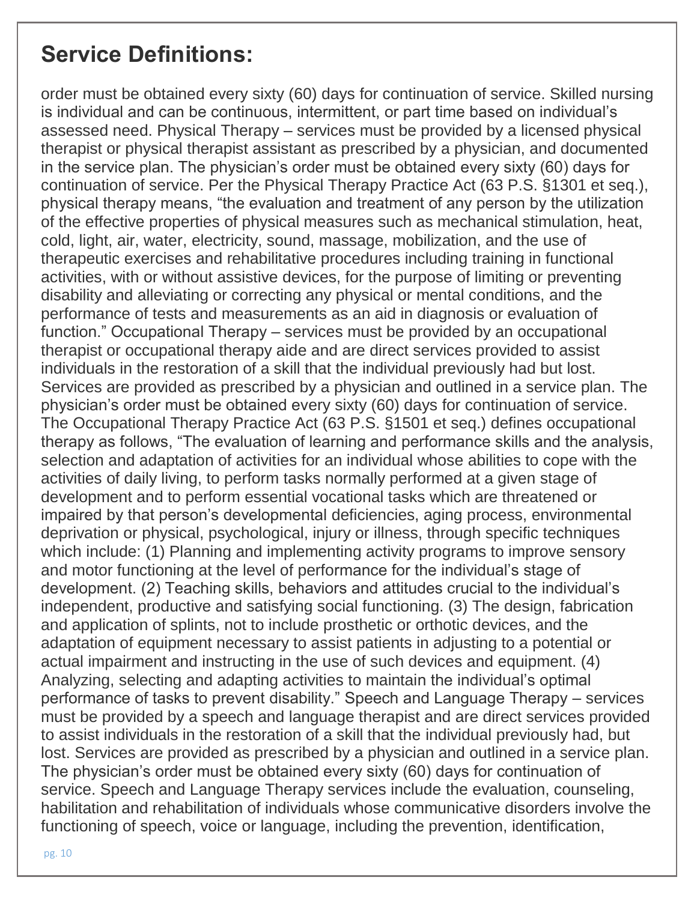# Service Definitions:

order must be obtained every sixty (60) days for continuation of service. Skilled nursing is individual and can be continuous, intermittent, or part time based on individual's assessed need. Physical Therapy – services must be provided by a licensed physical therapist or physical therapist assistant as prescribed by a physician, and documented in the service plan. The physician's order must be obtained every sixty (60) days for continuation of service. Per the Physical Therapy Practice Act (63 P.S. §1301 et seq.), physical therapy means, "the evaluation and treatment of any person by the utilization of the effective properties of physical measures such as mechanical stimulation, heat, cold, light, air, water, electricity, sound, massage, mobilization, and the use of therapeutic exercises and rehabilitative procedures including training in functional activities, with or without assistive devices, for the purpose of limiting or preventing disability and alleviating or correcting any physical or mental conditions, and the performance of tests and measurements as an aid in diagnosis or evaluation of function." Occupational Therapy – services must be provided by an occupational therapist or occupational therapy aide and are direct services provided to assist individuals in the restoration of a skill that the individual previously had but lost. Services are provided as prescribed by a physician and outlined in a service plan. The physician's order must be obtained every sixty (60) days for continuation of service. The Occupational Therapy Practice Act (63 P.S. §1501 et seq.) defines occupational therapy as follows, "The evaluation of learning and performance skills and the analysis, selection and adaptation of activities for an individual whose abilities to cope with the activities of daily living, to perform tasks normally performed at a given stage of development and to perform essential vocational tasks which are threatened or impaired by that person's developmental deficiencies, aging process, environmental deprivation or physical, psychological, injury or illness, through specific techniques which include: (1) Planning and implementing activity programs to improve sensory and motor functioning at the level of performance for the individual's stage of development. (2) Teaching skills, behaviors and attitudes crucial to the individual's independent, productive and satisfying social functioning. (3) The design, fabrication and application of splints, not to include prosthetic or orthotic devices, and the adaptation of equipment necessary to assist patients in adjusting to a potential or actual impairment and instructing in the use of such devices and equipment. (4) Analyzing, selecting and adapting activities to maintain the individual's optimal performance of tasks to prevent disability." Speech and Language Therapy – services must be provided by a speech and language therapist and are direct services provided to assist individuals in the restoration of a skill that the individual previously had, but lost. Services are provided as prescribed by a physician and outlined in a service plan. The physician's order must be obtained every sixty (60) days for continuation of service. Speech and Language Therapy services include the evaluation, counseling, habilitation and rehabilitation of individuals whose communicative disorders involve the functioning of speech, voice or language, including the prevention, identification,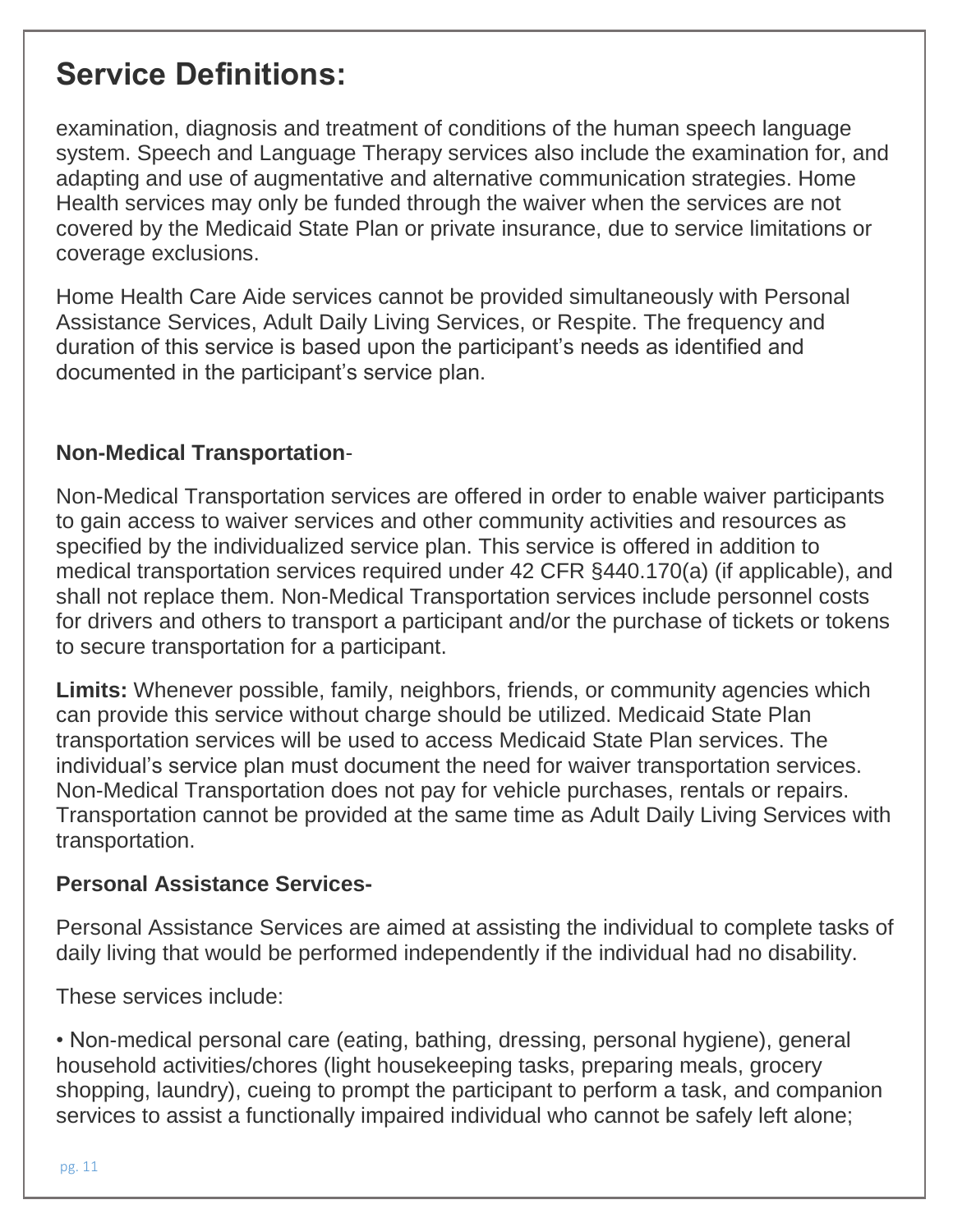# Service Definitions:

examination, diagnosis and treatment of conditions of the human speech language system. Speech and Language Therapy services also include the examination for, and adapting and use of augmentative and alternative communication strategies. Home Health services may only be funded through the waiver when the services are not covered by the Medicaid State Plan or private insurance, due to service limitations or coverage exclusions.

Home Health Care Aide services cannot be provided simultaneously with Personal Assistance Services, Adult Daily Living Services, or Respite. The frequency and duration of this service is based upon the participant's needs as identified and documented in the participant's service plan.

**Non-Medical Transportation**-

Non-Medical Transportation services are offered in order to enable waiver participants to gain access to waiver services and other community activities and resources as specified by the individualized service plan. This service is offered in addition to medical transportation services required under 42 CFR §440.170(a) (if applicable), and shall not replace them. Non-Medical Transportation services include personnel costs for drivers and others to transport a participant and/or the purchase of tickets or tokens to secure transportation for a participant.

**Limits:** Whenever possible, family, neighbors, friends, or community agencies which can provide this service without charge should be utilized. Medicaid State Plan transportation services will be used to access Medicaid State Plan services. The individual's service plan must document the need for waiver transportation services. Non-Medical Transportation does not pay for vehicle purchases, rentals or repairs. Transportation cannot be provided at the same time as Adult Daily Living Services with transportation.

**Personal Assistance Services-**

Personal Assistance Services are aimed at assisting the individual to complete tasks of daily living that would be performed independently if the individual had no disability.

These services include:

• Non-medical personal care (eating, bathing, dressing, personal hygiene), general household activities/chores (light housekeeping tasks, preparing meals, grocery shopping, laundry), cueing to prompt the participant to perform a task, and companion services to assist a functionally impaired individual who cannot be safely left alone;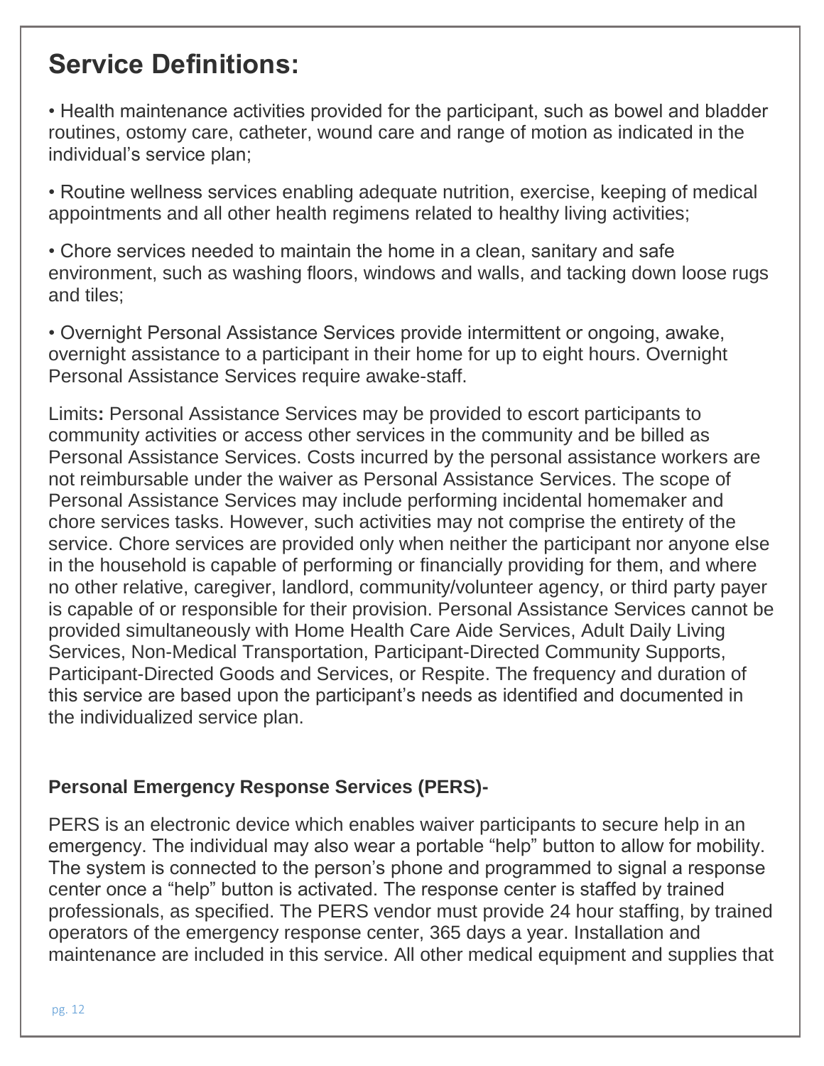## Service Definitions:

- Health maintenance activities provided for the participant, such as bowel and bladder routines, ostomy care, catheter, wound care and range of motion as indicated in the individual's service plan;
- Routine wellness services enabling adequate nutrition, exercise, keeping of medical appointments and all other health regimens related to healthy living activities;
- Chore services needed to maintain the home in a clean, sanitary and safe environment, such as washing floors, windows and walls, and tacking down loose rugs and tiles;
- Overnight Personal Assistance Services provide intermittent or ongoing, awake, overnight assistance to a participant in their home for up to eight hours. Overnight Personal Assistance Services require awake-staff.

Limits**:** Personal Assistance Services may be provided to escort participants to community activities or access other services in the community and be billed as Personal Assistance Services. Costs incurred by the personal assistance workers are not reimbursable under the waiver as Personal Assistance Services. The scope of Personal Assistance Services may include performing incidental homemaker and chore services tasks. However, such activities may not comprise the entirety of the service. Chore services are provided only when neither the participant nor anyone else in the household is capable of performing or financially providing for them, and where no other relative, caregiver, landlord, community/volunteer agency, or third party payer is capable of or responsible for their provision. Personal Assistance Services cannot be provided simultaneously with Home Health Care Aide Services, Adult Daily Living Services, Non-Medical Transportation, Participant-Directed Community Supports, Participant-Directed Goods and Services, or Respite. The frequency and duration of this service are based upon the participant's needs as identified and documented in the individualized service plan.

### Personal Emergency Response Services (PERS)-

PERS is an electronic device which enables waiver participants to secure help in an emergency. The individual may also wear a portable "help" button to allow for mobility. The system is connected to the person's phone and programmed to signal a response center once a "help" button is activated. The response center is staffed by trained professionals, as specified. The PERS vendor must provide 24 hour staffing, by trained operators of the emergency response center, 365 days a year. Installation and maintenance are included in this service. All other medical equipment and supplies that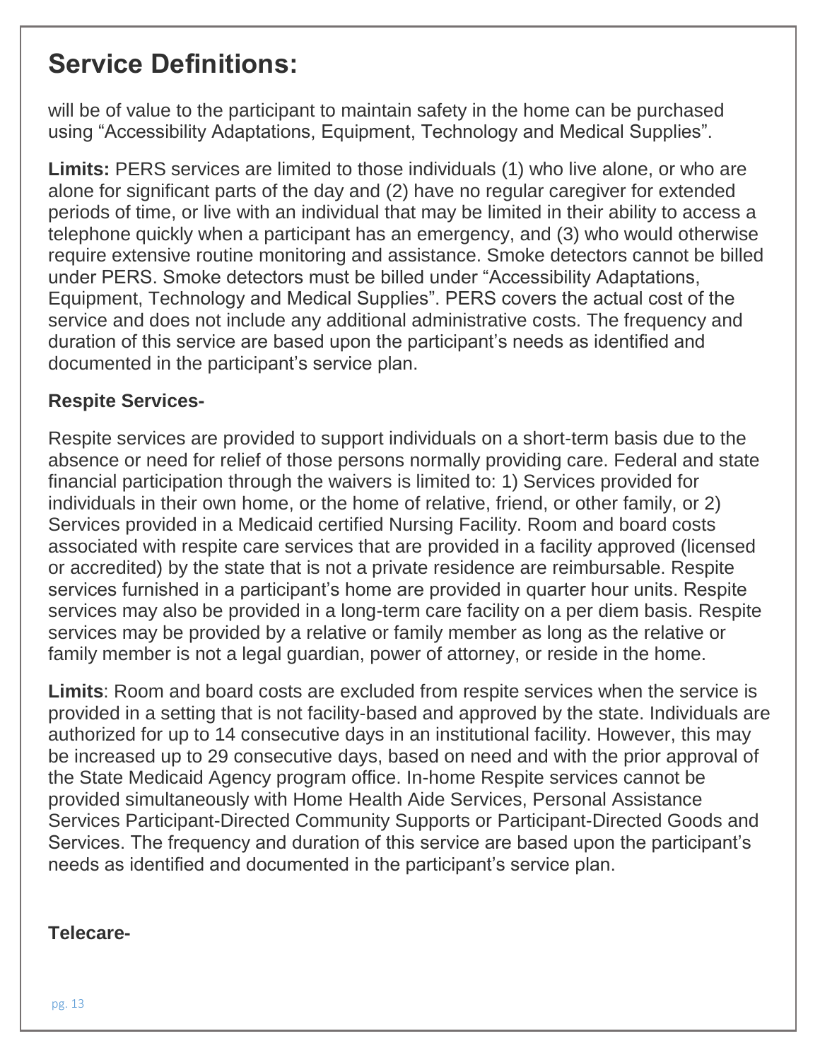# Service Definitions:

will be of value to the participant to maintain safety in the home can be purchased using "Accessibility Adaptations, Equipment, Technology and Medical Supplies".

**Limits:** PERS services are limited to those individuals (1) who live alone, or who are alone for significant parts of the day and (2) have no regular caregiver for extended periods of time, or live with an individual that may be limited in their ability to access a telephone quickly when a participant has an emergency, and (3) who would otherwise require extensive routine monitoring and assistance. Smoke detectors cannot be billed under PERS. Smoke detectors must be billed under "Accessibility Adaptations, Equipment, Technology and Medical Supplies". PERS covers the actual cost of the service and does not include any additional administrative costs. The frequency and duration of this service are based upon the participant's needs as identified and documented in the participant's service plan.

### Respite Services-

Respite services are provided to support individuals on a short-term basis due to the absence or need for relief of those persons normally providing care. Federal and state financial participation through the waivers is limited to: 1) Services provided for individuals in their own home, or the home of relative, friend, or other family, or 2) Services provided in a Medicaid certified Nursing Facility. Room and board costs associated with respite care services that are provided in a facility approved (licensed or accredited) by the state that is not a private residence are reimbursable. Respite services furnished in a participant's home are provided in quarter hour units. Respite services may also be provided in a long-term care facility on a per diem basis. Respite services may be provided by a relative or family member as long as the relative or family member is not a legal guardian, power of attorney, or reside in the home.

**Limits**: Room and board costs are excluded from respite services when the service is provided in a setting that is not facility-based and approved by the state. Individuals are authorized for up to 14 consecutive days in an institutional facility. However, this may be increased up to 29 consecutive days, based on need and with the prior approval of the State Medicaid Agency program office. In-home Respite services cannot be provided simultaneously with Home Health Aide Services, Personal Assistance Services Participant-Directed Community Supports or Participant-Directed Goods and Services. The frequency and duration of this service are based upon the participant's needs as identified and documented in the participant's service plan.

### Telecare-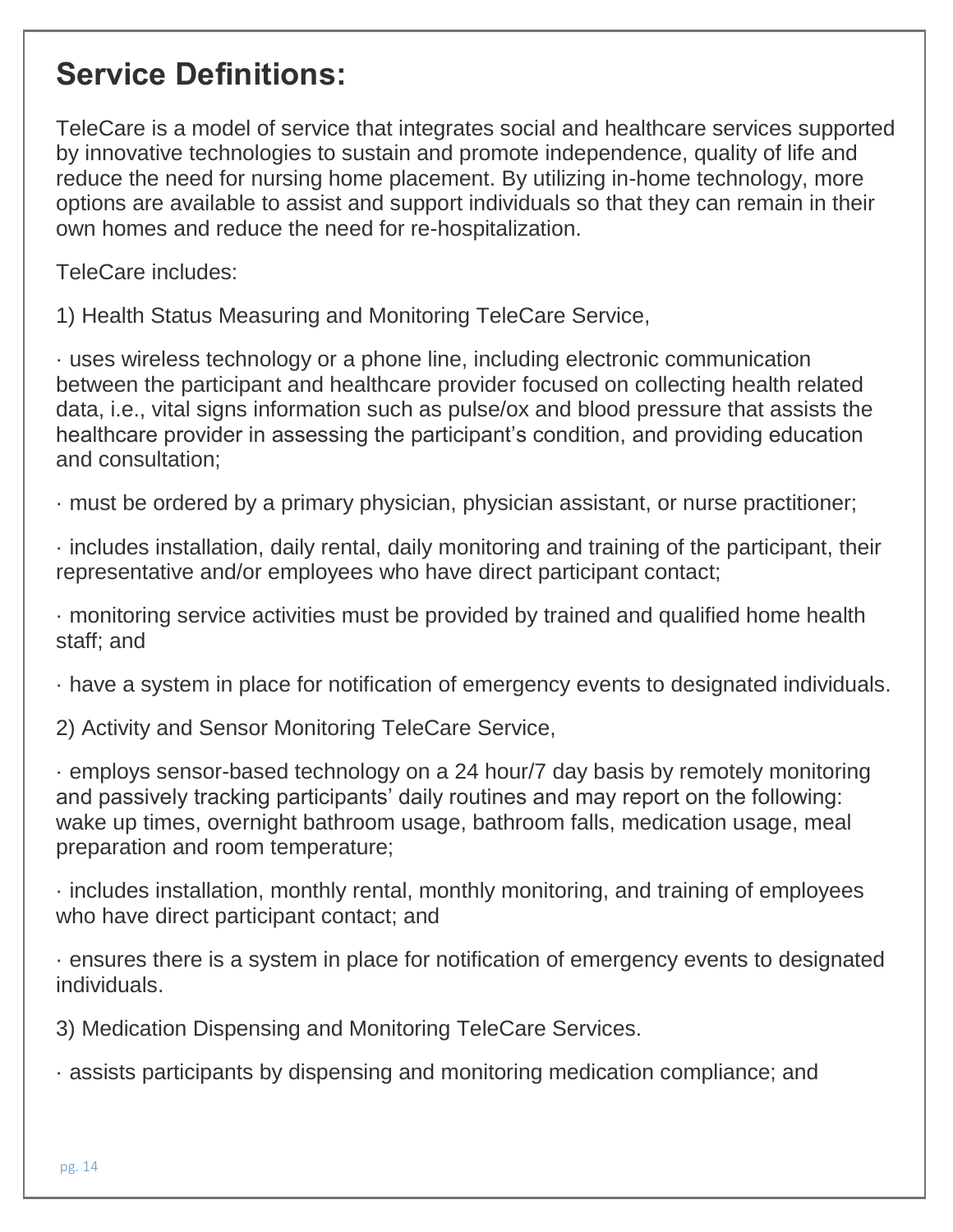## Service Definitions:

TeleCare is a model of service that integrates social and healthcare services supported by innovative technologies to sustain and promote independence, quality of life and reduce the need for nursing home placement. By utilizing in-home technology, more options are available to assist and support individuals so that they can remain in their own homes and reduce the need for re-hospitalization.

TeleCare includes:

1) Health Status Measuring and Monitoring TeleCare Service,

· uses wireless technology or a phone line, including electronic communication between the participant and healthcare provider focused on collecting health related data, i.e., vital signs information such as pulse/ox and blood pressure that assists the healthcare provider in assessing the participant's condition, and providing education and consultation;

· must be ordered by a primary physician, physician assistant, or nurse practitioner;

· includes installation, daily rental, daily monitoring and training of the participant, their representative and/or employees who have direct participant contact;

· monitoring service activities must be provided by trained and qualified home health staff; and

· have a system in place for notification of emergency events to designated individuals.

2) Activity and Sensor Monitoring TeleCare Service,

· employs sensor-based technology on a 24 hour/7 day basis by remotely monitoring and passively tracking participants' daily routines and may report on the following: wake up times, overnight bathroom usage, bathroom falls, medication usage, meal preparation and room temperature;

· includes installation, monthly rental, monthly monitoring, and training of employees who have direct participant contact; and

· ensures there is a system in place for notification of emergency events to designated individuals.

3) Medication Dispensing and Monitoring TeleCare Services.

· assists participants by dispensing and monitoring medication compliance; and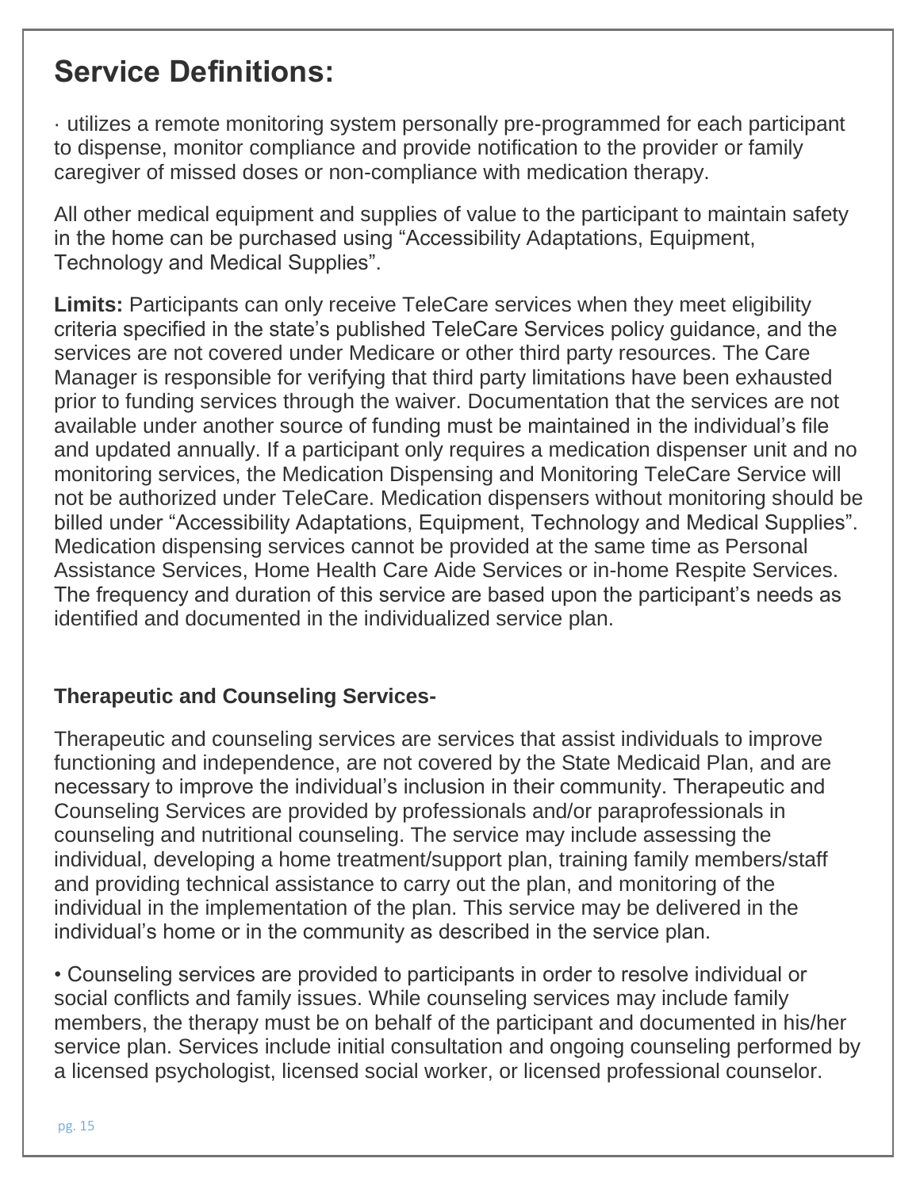# Service Definitions:

· utilizes a remote monitoring system personally pre-programmed for each participant to dispense, monitor compliance and provide notification to the provider or family caregiver of missed doses or non-compliance with medication therapy.

All other medical equipment and supplies of value to the participant to maintain safety in the home can be purchased using “Accessibility Adaptations, Equipment, Technology and Medical Supplies”.

**Limits:** Participants can only receive TeleCare services when they meet eligibility criteria specified in the state’s published TeleCare Services policy guidance, and the services are not covered under Medicare or other third party resources. The Care Manager is responsible for verifying that third party limitations have been exhausted prior to funding services through the waiver. Documentation that the services are not available under another source of funding must be maintained in the individual’s file and updated annually. If a participant only requires a medication dispenser unit and no monitoring services, the Medication Dispensing and Monitoring TeleCare Service will not be authorized under TeleCare. Medication dispensers without monitoring should be billed under “Accessibility Adaptations, Equipment, Technology and Medical Supplies”. Medication dispensing services cannot be provided at the same time as Personal Assistance Services, Home Health Care Aide Services or in-home Respite Services. The frequency and duration of this service are based upon the participant’s needs as identified and documented in the individualized service plan.

### Therapeutic and Counseling Services-

Therapeutic and counseling services are services that assist individuals to improve functioning and independence, are not covered by the State Medicaid Plan, and are necessary to improve the individual’s inclusion in their community. Therapeutic and Counseling Services are provided by professionals and/or paraprofessionals in counseling and nutritional counseling. The service may include assessing the individual, developing a home treatment/support plan, training family members/staff and providing technical assistance to carry out the plan, and monitoring of the individual in the implementation of the plan. This service may be delivered in the individual’s home or in the community as described in the service plan.

- Counseling services are provided to participants in order to resolve individual or social conflicts and family issues. While counseling services may include family members, the therapy must be on behalf of the participant and documented in his/her service plan. Services include initial consultation and ongoing counseling performed by a licensed psychologist, licensed social worker, or licensed professional counselor.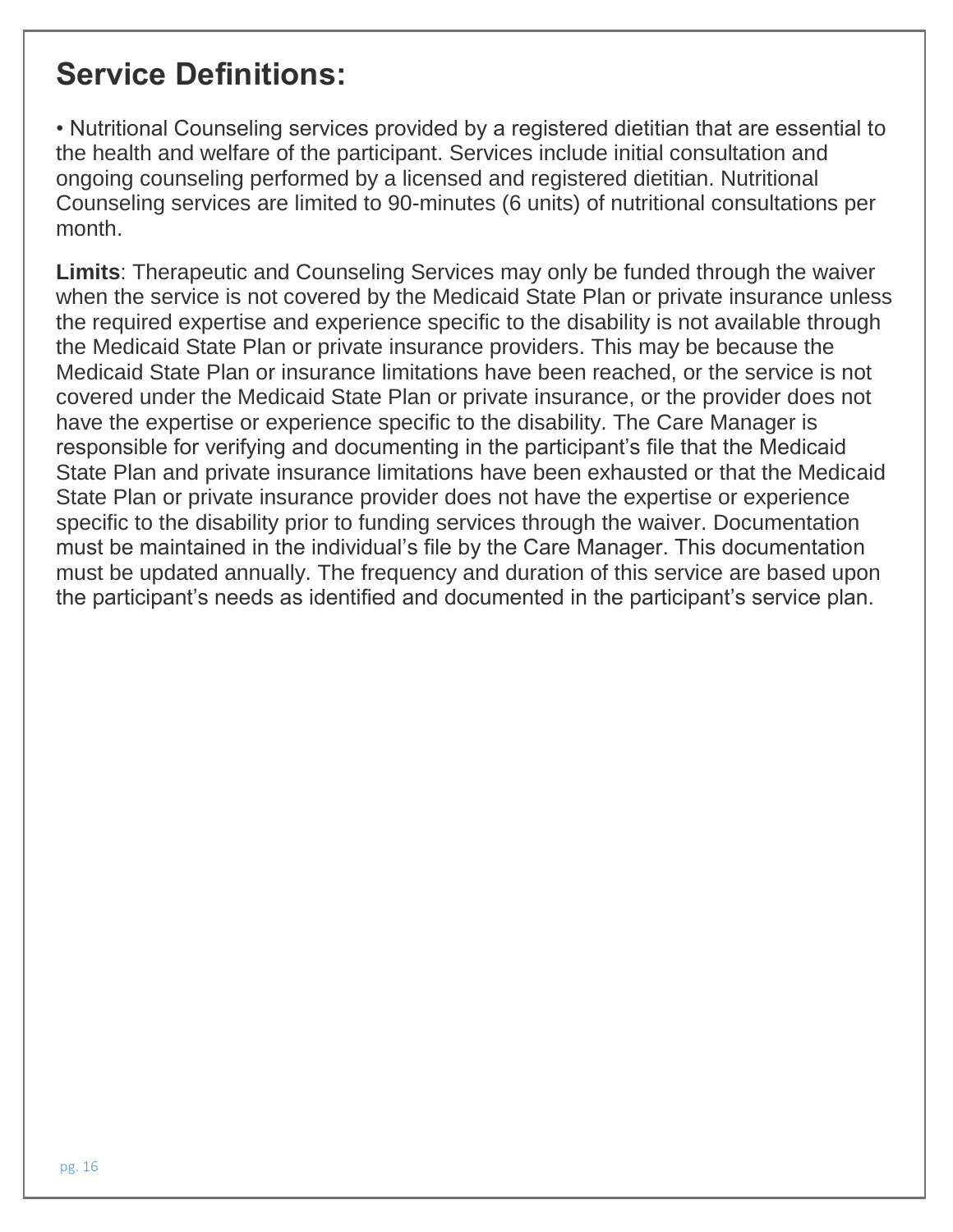## Service Definitions:

• Nutritional Counseling services provided by a registered dietitian that are essential to the health and welfare of the participant. Services include initial consultation and ongoing counseling performed by a licensed and registered dietitian. Nutritional Counseling services are limited to 90-minutes (6 units) of nutritional consultations per month.

**Limits**: Therapeutic and Counseling Services may only be funded through the waiver when the service is not covered by the Medicaid State Plan or private insurance unless the required expertise and experience specific to the disability is not available through the Medicaid State Plan or private insurance providers. This may be because the Medicaid State Plan or insurance limitations have been reached, or the service is not covered under the Medicaid State Plan or private insurance, or the provider does not have the expertise or experience specific to the disability. The Care Manager is responsible for verifying and documenting in the participant's file that the Medicaid State Plan and private insurance limitations have been exhausted or that the Medicaid State Plan or private insurance provider does not have the expertise or experience specific to the disability prior to funding services through the waiver. Documentation must be maintained in the individual's file by the Care Manager. This documentation must be updated annually. The frequency and duration of this service are based upon the participant's needs as identified and documented in the participant's service plan.